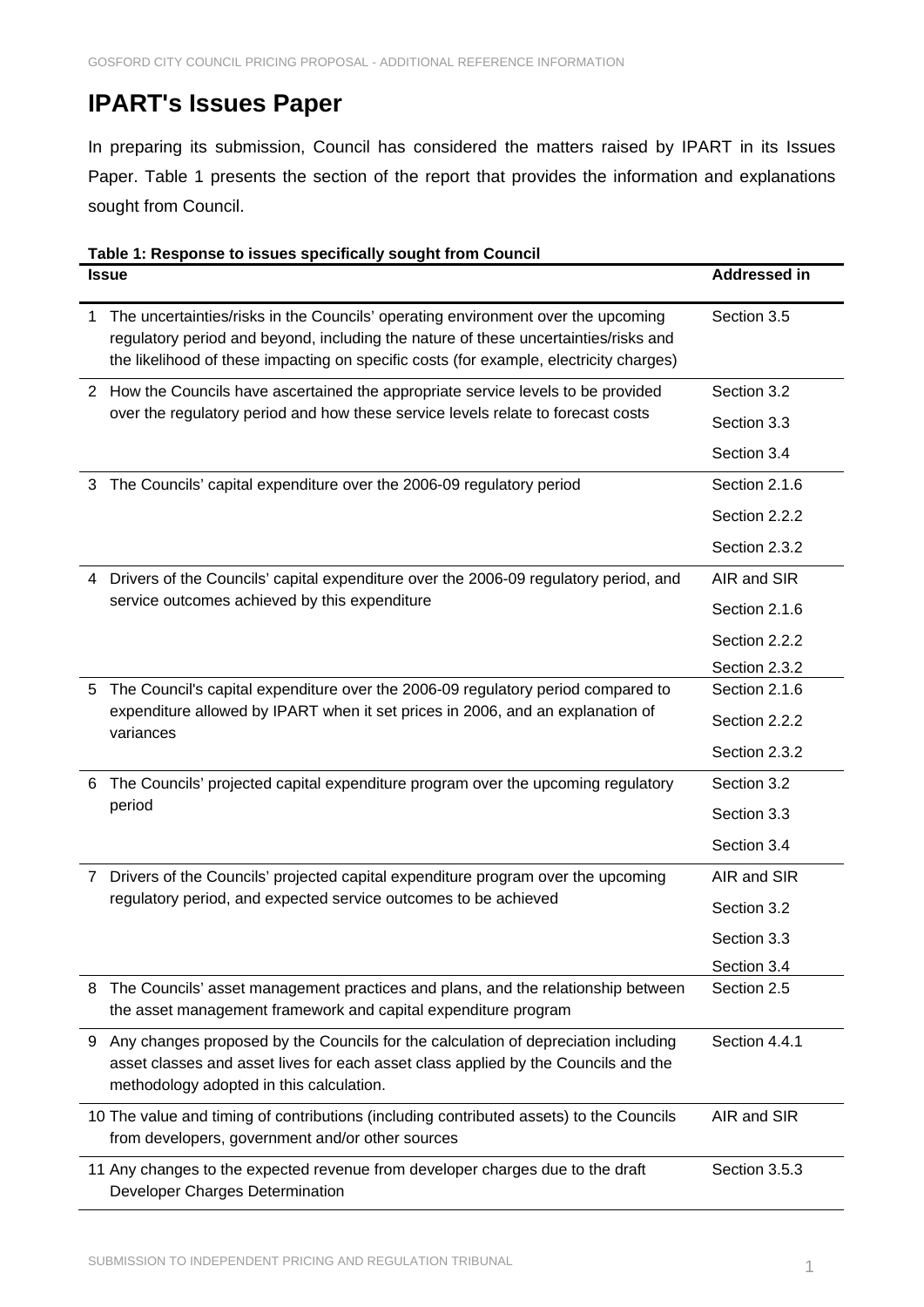# IPART's Issues Paper

In preparing its submission, Council has considered the matters raised by IPART in its Issues Paper. Table 1 presents the section of the report that provides the information and explanations sought from Council.

**Table 1: Response to issues specifically sought from Council**

| Issue | Addressed in |
|---|---|
| 1 The uncertainties/risks in the Councils' operating environment over the upcoming regulatory period and beyond, including the nature of these uncertainties/risks and the likelihood of these impacting on specific costs (for example, electricity charges) | Section 3.5 |
| 2 How the Councils have ascertained the appropriate service levels to be provided over the regulatory period and how these service levels relate to forecast costs | Section 3.2<br>Section 3.3<br>Section 3.4 |
| 3 The Councils' capital expenditure over the 2006-09 regulatory period | Section 2.1.6<br>Section 2.2.2<br>Section 2.3.2 |
| 4 Drivers of the Councils' capital expenditure over the 2006-09 regulatory period, and service outcomes achieved by this expenditure | AIR and SIR<br>Section 2.1.6<br>Section 2.2.2<br>Section 2.3.2 |
| 5 The Council's capital expenditure over the 2006-09 regulatory period compared to expenditure allowed by IPART when it set prices in 2006, and an explanation of variances | Section 2.1.6<br>Section 2.2.2<br>Section 2.3.2 |
| 6 The Councils' projected capital expenditure program over the upcoming regulatory period | Section 3.2<br>Section 3.3<br>Section 3.4 |
| 7 Drivers of the Councils' projected capital expenditure program over the upcoming regulatory period, and expected service outcomes to be achieved | AIR and SIR<br>Section 3.2<br>Section 3.3<br>Section 3.4 |
| 8 The Councils' asset management practices and plans, and the relationship between the asset management framework and capital expenditure program | Section 2.5 |
| 9 Any changes proposed by the Councils for the calculation of depreciation including asset classes and asset lives for each asset class applied by the Councils and the methodology adopted in this calculation. | Section 4.4.1 |
| 10 The value and timing of contributions (including contributed assets) to the Councils from developers, government and/or other sources | AIR and SIR |
| 11 Any changes to the expected revenue from developer charges due to the draft Developer Charges Determination | Section 3.5.3 |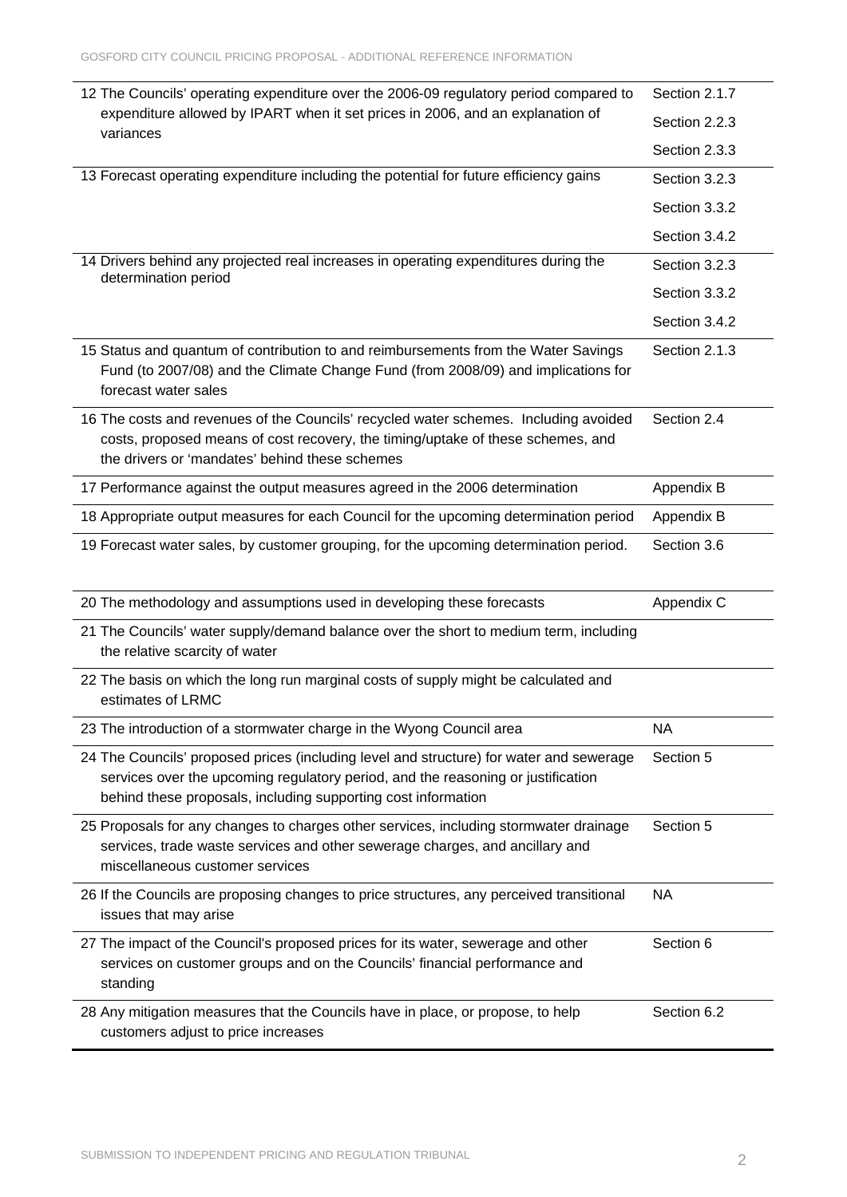| | |
|---|---|
| 12 The Councils' operating expenditure over the 2006-09 regulatory period compared to expenditure allowed by IPART when it set prices in 2006, and an explanation of variances | Section 2.1.7<br>Section 2.2.3<br>Section 2.3.3 |
| 13 Forecast operating expenditure including the potential for future efficiency gains | Section 3.2.3<br>Section 3.3.2<br>Section 3.4.2 |
| 14 Drivers behind any projected real increases in operating expenditures during the determination period | Section 3.2.3<br>Section 3.3.2<br>Section 3.4.2 |
| 15 Status and quantum of contribution to and reimbursements from the Water Savings Fund (to 2007/08) and the Climate Change Fund (from 2008/09) and implications for forecast water sales | Section 2.1.3 |
| 16 The costs and revenues of the Councils' recycled water schemes. Including avoided costs, proposed means of cost recovery, the timing/uptake of these schemes, and the drivers or 'mandates' behind these schemes | Section 2.4 |
| 17 Performance against the output measures agreed in the 2006 determination | Appendix B |
| 18 Appropriate output measures for each Council for the upcoming determination period | Appendix B |
| 19 Forecast water sales, by customer grouping, for the upcoming determination period. | Section 3.6 |
| 20 The methodology and assumptions used in developing these forecasts | Appendix C |
| 21 The Councils' water supply/demand balance over the short to medium term, including the relative scarcity of water | |
| 22 The basis on which the long run marginal costs of supply might be calculated and estimates of LRMC | |
| 23 The introduction of a stormwater charge in the Wyong Council area | NA |
| 24 The Councils' proposed prices (including level and structure) for water and sewerage services over the upcoming regulatory period, and the reasoning or justification behind these proposals, including supporting cost information | Section 5 |
| 25 Proposals for any changes to charges other services, including stormwater drainage services, trade waste services and other sewerage charges, and ancillary and miscellaneous customer services | Section 5 |
| 26 If the Councils are proposing changes to price structures, any perceived transitional issues that may arise | NA |
| 27 The impact of the Council's proposed prices for its water, sewerage and other services on customer groups and on the Councils' financial performance and standing | Section 6 |
| 28 Any mitigation measures that the Councils have in place, or propose, to help customers adjust to price increases | Section 6.2 |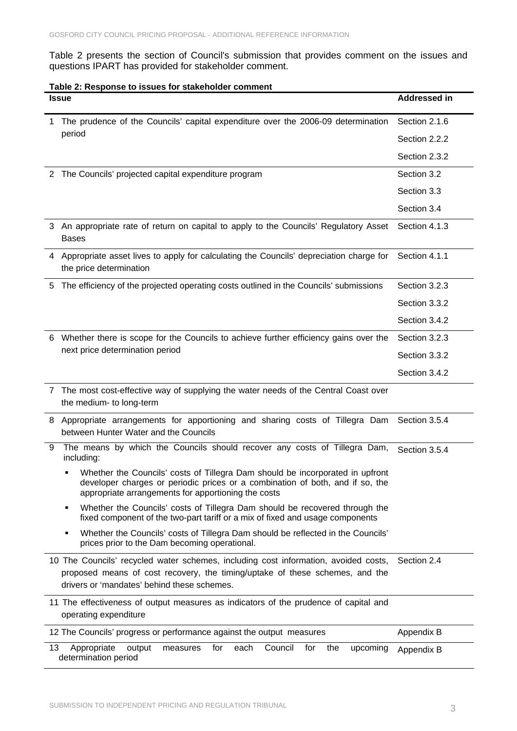Table 2 presents the section of Council's submission that provides comment on the issues and questions IPART has provided for stakeholder comment.

**Table 2: Response to issues for stakeholder comment**

| Issue | Addressed in |
|---|---|
| 1 The prudence of the Councils' capital expenditure over the 2006-09 determination period | Section 2.1.6<br>Section 2.2.2<br>Section 2.3.2 |
| 2 The Councils' projected capital expenditure program | Section 3.2<br>Section 3.3<br>Section 3.4 |
| 3 An appropriate rate of return on capital to apply to the Councils' Regulatory Asset Bases | Section 4.1.3 |
| 4 Appropriate asset lives to apply for calculating the Councils' depreciation charge for the price determination | Section 4.1.1 |
| 5 The efficiency of the projected operating costs outlined in the Councils' submissions | Section 3.2.3<br>Section 3.3.2<br>Section 3.4.2 |
| 6 Whether there is scope for the Councils to achieve further efficiency gains over the next price determination period | Section 3.2.3<br>Section 3.3.2<br>Section 3.4.2 |
| 7 The most cost-effective way of supplying the water needs of the Central Coast over the medium- to long-term | |
| 8 Appropriate arrangements for apportioning and sharing costs of Tillegra Dam between Hunter Water and the Councils | Section 3.5.4 |
| 9 The means by which the Councils should recover any costs of Tillegra Dam, including:<br>▪ Whether the Councils' costs of Tillegra Dam should be incorporated in upfront developer charges or periodic prices or a combination of both, and if so, the appropriate arrangements for apportioning the costs<br>▪ Whether the Councils' costs of Tillegra Dam should be recovered through the fixed component of the two-part tariff or a mix of fixed and usage components<br>▪ Whether the Councils' costs of Tillegra Dam should be reflected in the Councils' prices prior to the Dam becoming operational. | Section 3.5.4 |
| 10 The Councils' recycled water schemes, including cost information, avoided costs, proposed means of cost recovery, the timing/uptake of these schemes, and the drivers or 'mandates' behind these schemes. | Section 2.4 |
| 11 The effectiveness of output measures as indicators of the prudence of capital and operating expenditure | |
| 12 The Councils' progress or performance against the output measures | Appendix B |
| 13 Appropriate output measures for each Council for the upcoming determination period | Appendix B |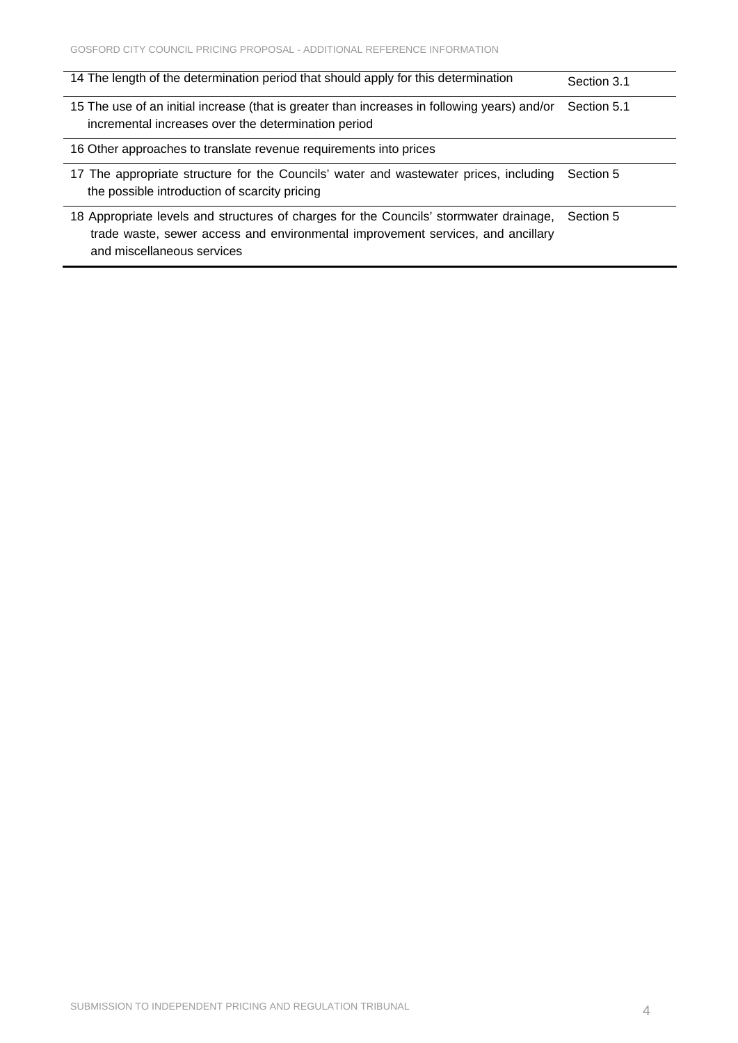| | |
|---|---|
| 14 The length of the determination period that should apply for this determination | Section 3.1 |
| 15 The use of an initial increase (that is greater than increases in following years) and/or incremental increases over the determination period | Section 5.1 |
| 16 Other approaches to translate revenue requirements into prices | |
| 17 The appropriate structure for the Councils' water and wastewater prices, including the possible introduction of scarcity pricing | Section 5 |
| 18 Appropriate levels and structures of charges for the Councils' stormwater drainage, trade waste, sewer access and environmental improvement services, and ancillary and miscellaneous services | Section 5 |